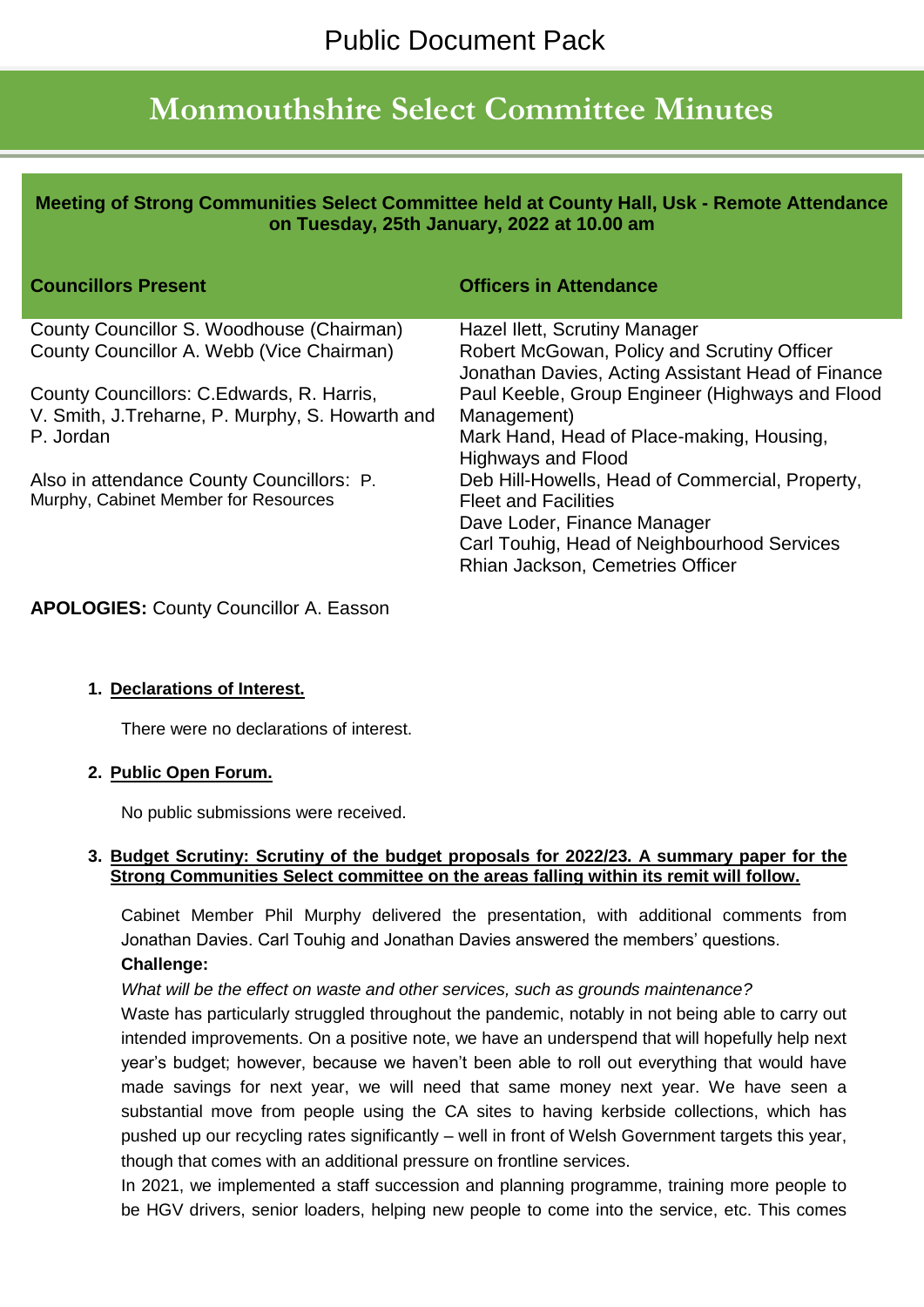Public Document Pack

# Monmouthshire Select Committee Minutes

**Meeting of Strong Communities Select Committee held at County Hall, Usk - Remote Attendance on Tuesday, 25th January, 2022 at 10.00 am**

| Councillors Present | Officers in Attendance |
| --- | --- |
| County Councillor S. Woodhouse (Chairman)<br>County Councillor A. Webb (Vice Chairman)<br><br>County Councillors: C.Edwards, R. Harris, V. Smith, J.Treharne, P. Murphy, S. Howarth and P. Jordan<br><br>Also in attendance County Councillors: P. Murphy, Cabinet Member for Resources | Hazel Ilett, Scrutiny Manager<br>Robert McGowan, Policy and Scrutiny Officer<br>Jonathan Davies, Acting Assistant Head of Finance<br>Paul Keeble, Group Engineer (Highways and Flood Management)<br>Mark Hand, Head of Place-making, Housing, Highways and Flood<br>Deb Hill-Howells, Head of Commercial, Property, Fleet and Facilities<br>Dave Loder, Finance Manager<br>Carl Touhig, Head of Neighbourhood Services<br>Rhian Jackson, Cemetries Officer |

**APOLOGIES:** County Councillor A. Easson

1. **Declarations of Interest.**

   There were no declarations of interest.

2. **Public Open Forum.**

   No public submissions were received.

3. **Budget Scrutiny: Scrutiny of the budget proposals for 2022/23. A summary paper for the Strong Communities Select committee on the areas falling within its remit will follow.**

   Cabinet Member Phil Murphy delivered the presentation, with additional comments from Jonathan Davies. Carl Touhig and Jonathan Davies answered the members' questions.

   **Challenge:**

   *What will be the effect on waste and other services, such as grounds maintenance?*

   Waste has particularly struggled throughout the pandemic, notably in not being able to carry out intended improvements. On a positive note, we have an underspend that will hopefully help next year's budget; however, because we haven't been able to roll out everything that would have made savings for next year, we will need that same money next year. We have seen a substantial move from people using the CA sites to having kerbside collections, which has pushed up our recycling rates significantly – well in front of Welsh Government targets this year, though that comes with an additional pressure on frontline services.

   In 2021, we implemented a staff succession and planning programme, training more people to be HGV drivers, senior loaders, helping new people to come into the service, etc. This comes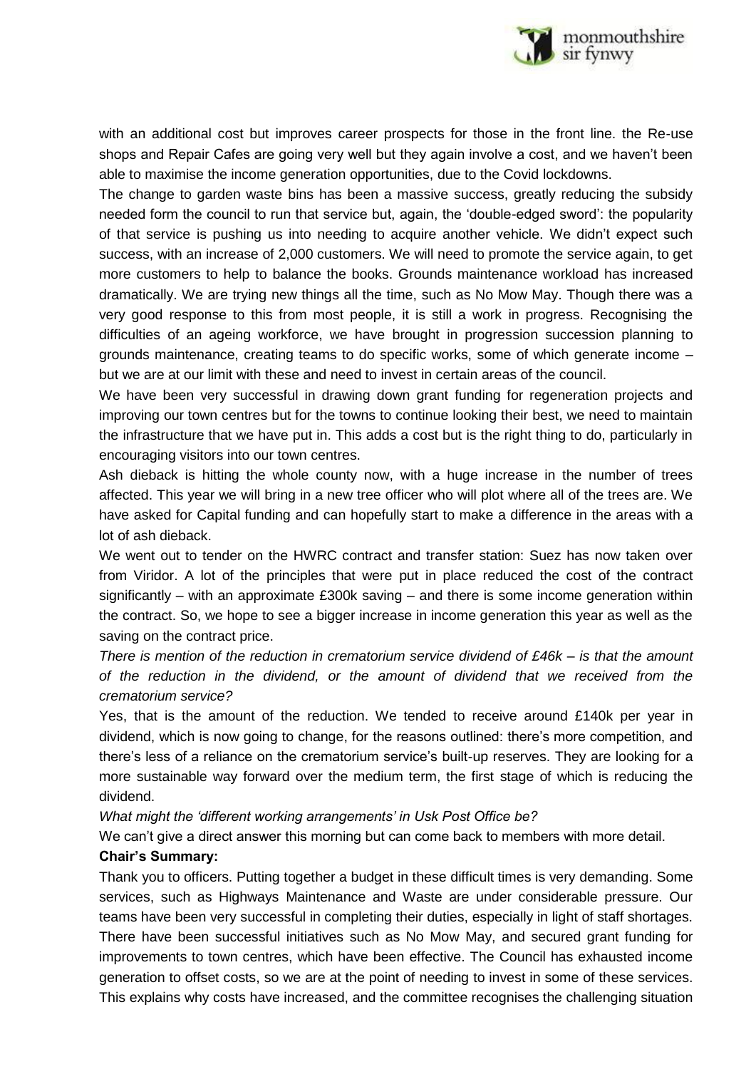with an additional cost but improves career prospects for those in the front line. the Re-use shops and Repair Cafes are going very well but they again involve a cost, and we haven't been able to maximise the income generation opportunities, due to the Covid lockdowns.

The change to garden waste bins has been a massive success, greatly reducing the subsidy needed form the council to run that service but, again, the 'double-edged sword': the popularity of that service is pushing us into needing to acquire another vehicle. We didn't expect such success, with an increase of 2,000 customers. We will need to promote the service again, to get more customers to help to balance the books. Grounds maintenance workload has increased dramatically. We are trying new things all the time, such as No Mow May. Though there was a very good response to this from most people, it is still a work in progress. Recognising the difficulties of an ageing workforce, we have brought in progression succession planning to grounds maintenance, creating teams to do specific works, some of which generate income – but we are at our limit with these and need to invest in certain areas of the council.

We have been very successful in drawing down grant funding for regeneration projects and improving our town centres but for the towns to continue looking their best, we need to maintain the infrastructure that we have put in. This adds a cost but is the right thing to do, particularly in encouraging visitors into our town centres.

Ash dieback is hitting the whole county now, with a huge increase in the number of trees affected. This year we will bring in a new tree officer who will plot where all of the trees are. We have asked for Capital funding and can hopefully start to make a difference in the areas with a lot of ash dieback.

We went out to tender on the HWRC contract and transfer station: Suez has now taken over from Viridor. A lot of the principles that were put in place reduced the cost of the contract significantly – with an approximate £300k saving – and there is some income generation within the contract. So, we hope to see a bigger increase in income generation this year as well as the saving on the contract price.

*There is mention of the reduction in crematorium service dividend of £46k – is that the amount of the reduction in the dividend, or the amount of dividend that we received from the crematorium service?*

Yes, that is the amount of the reduction. We tended to receive around £140k per year in dividend, which is now going to change, for the reasons outlined: there's more competition, and there's less of a reliance on the crematorium service's built-up reserves. They are looking for a more sustainable way forward over the medium term, the first stage of which is reducing the dividend.

*What might the 'different working arrangements' in Usk Post Office be?*

We can't give a direct answer this morning but can come back to members with more detail.

**Chair's Summary:**

Thank you to officers. Putting together a budget in these difficult times is very demanding. Some services, such as Highways Maintenance and Waste are under considerable pressure. Our teams have been very successful in completing their duties, especially in light of staff shortages. There have been successful initiatives such as No Mow May, and secured grant funding for improvements to town centres, which have been effective. The Council has exhausted income generation to offset costs, so we are at the point of needing to invest in some of these services. This explains why costs have increased, and the committee recognises the challenging situation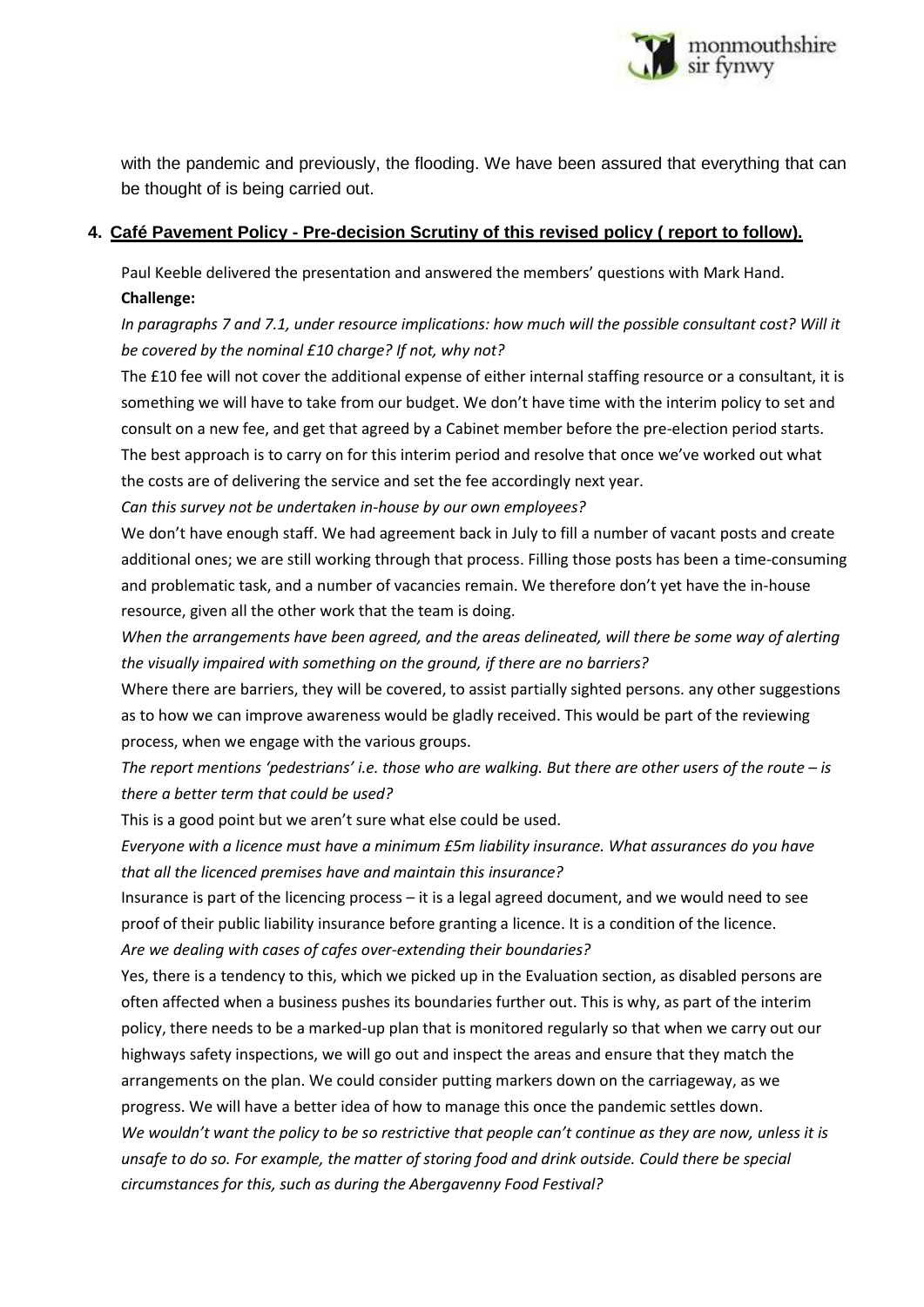with the pandemic and previously, the flooding. We have been assured that everything that can be thought of is being carried out.

## 4. Café Pavement Policy - Pre-decision Scrutiny of this revised policy ( report to follow).

Paul Keeble delivered the presentation and answered the members' questions with Mark Hand.

**Challenge:**

*In paragraphs 7 and 7.1, under resource implications: how much will the possible consultant cost? Will it be covered by the nominal £10 charge? If not, why not?*

The £10 fee will not cover the additional expense of either internal staffing resource or a consultant, it is something we will have to take from our budget. We don't have time with the interim policy to set and consult on a new fee, and get that agreed by a Cabinet member before the pre-election period starts. The best approach is to carry on for this interim period and resolve that once we've worked out what the costs are of delivering the service and set the fee accordingly next year.

*Can this survey not be undertaken in-house by our own employees?*

We don't have enough staff. We had agreement back in July to fill a number of vacant posts and create additional ones; we are still working through that process. Filling those posts has been a time-consuming and problematic task, and a number of vacancies remain. We therefore don't yet have the in-house resource, given all the other work that the team is doing.

*When the arrangements have been agreed, and the areas delineated, will there be some way of alerting the visually impaired with something on the ground, if there are no barriers?*

Where there are barriers, they will be covered, to assist partially sighted persons. any other suggestions as to how we can improve awareness would be gladly received. This would be part of the reviewing process, when we engage with the various groups.

*The report mentions 'pedestrians' i.e. those who are walking. But there are other users of the route – is there a better term that could be used?*

This is a good point but we aren't sure what else could be used.

*Everyone with a licence must have a minimum £5m liability insurance. What assurances do you have that all the licenced premises have and maintain this insurance?*

Insurance is part of the licencing process – it is a legal agreed document, and we would need to see proof of their public liability insurance before granting a licence. It is a condition of the licence.

*Are we dealing with cases of cafes over-extending their boundaries?*

Yes, there is a tendency to this, which we picked up in the Evaluation section, as disabled persons are often affected when a business pushes its boundaries further out. This is why, as part of the interim policy, there needs to be a marked-up plan that is monitored regularly so that when we carry out our highways safety inspections, we will go out and inspect the areas and ensure that they match the arrangements on the plan. We could consider putting markers down on the carriageway, as we progress. We will have a better idea of how to manage this once the pandemic settles down.

*We wouldn't want the policy to be so restrictive that people can't continue as they are now, unless it is unsafe to do so. For example, the matter of storing food and drink outside. Could there be special circumstances for this, such as during the Abergavenny Food Festival?*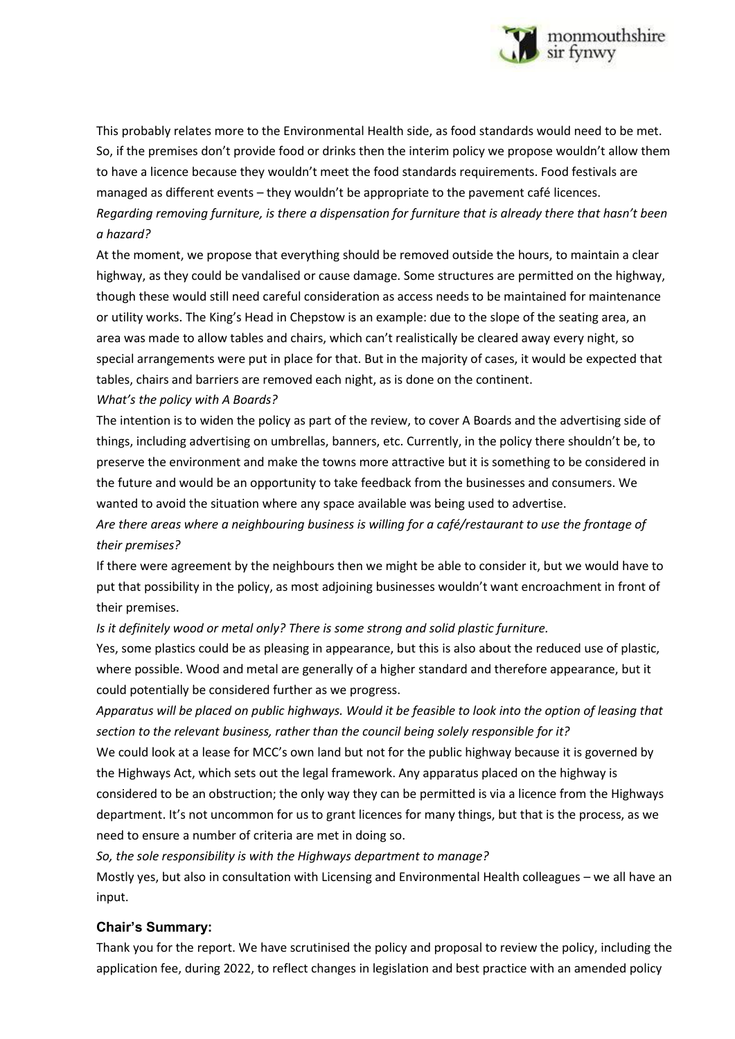This probably relates more to the Environmental Health side, as food standards would need to be met. So, if the premises don't provide food or drinks then the interim policy we propose wouldn't allow them to have a licence because they wouldn't meet the food standards requirements. Food festivals are managed as different events – they wouldn't be appropriate to the pavement café licences.

*Regarding removing furniture, is there a dispensation for furniture that is already there that hasn't been a hazard?*

At the moment, we propose that everything should be removed outside the hours, to maintain a clear highway, as they could be vandalised or cause damage. Some structures are permitted on the highway, though these would still need careful consideration as access needs to be maintained for maintenance or utility works. The King's Head in Chepstow is an example: due to the slope of the seating area, an area was made to allow tables and chairs, which can't realistically be cleared away every night, so special arrangements were put in place for that. But in the majority of cases, it would be expected that tables, chairs and barriers are removed each night, as is done on the continent.

*What's the policy with A Boards?*

The intention is to widen the policy as part of the review, to cover A Boards and the advertising side of things, including advertising on umbrellas, banners, etc. Currently, in the policy there shouldn't be, to preserve the environment and make the towns more attractive but it is something to be considered in the future and would be an opportunity to take feedback from the businesses and consumers. We wanted to avoid the situation where any space available was being used to advertise.

*Are there areas where a neighbouring business is willing for a café/restaurant to use the frontage of their premises?*

If there were agreement by the neighbours then we might be able to consider it, but we would have to put that possibility in the policy, as most adjoining businesses wouldn't want encroachment in front of their premises.

*Is it definitely wood or metal only? There is some strong and solid plastic furniture.*

Yes, some plastics could be as pleasing in appearance, but this is also about the reduced use of plastic, where possible. Wood and metal are generally of a higher standard and therefore appearance, but it could potentially be considered further as we progress.

*Apparatus will be placed on public highways. Would it be feasible to look into the option of leasing that section to the relevant business, rather than the council being solely responsible for it?*

We could look at a lease for MCC's own land but not for the public highway because it is governed by the Highways Act, which sets out the legal framework. Any apparatus placed on the highway is considered to be an obstruction; the only way they can be permitted is via a licence from the Highways department. It's not uncommon for us to grant licences for many things, but that is the process, as we need to ensure a number of criteria are met in doing so.

*So, the sole responsibility is with the Highways department to manage?*

Mostly yes, but also in consultation with Licensing and Environmental Health colleagues – we all have an input.

### Chair's Summary:

Thank you for the report. We have scrutinised the policy and proposal to review the policy, including the application fee, during 2022, to reflect changes in legislation and best practice with an amended policy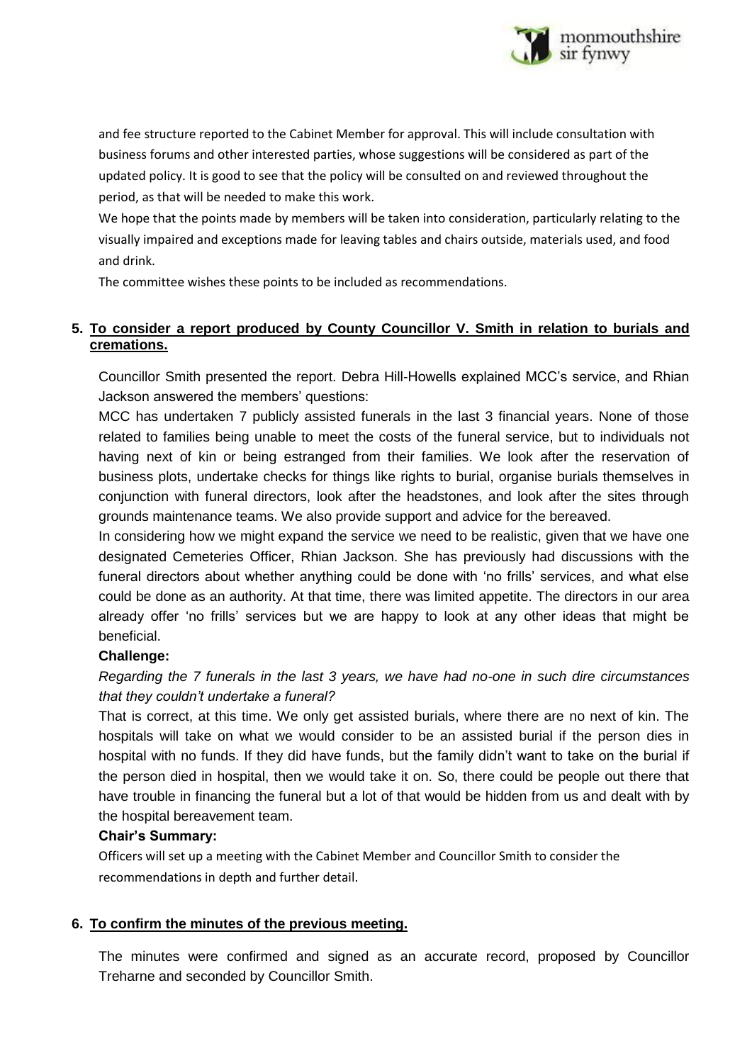and fee structure reported to the Cabinet Member for approval. This will include consultation with business forums and other interested parties, whose suggestions will be considered as part of the updated policy. It is good to see that the policy will be consulted on and reviewed throughout the period, as that will be needed to make this work.

We hope that the points made by members will be taken into consideration, particularly relating to the visually impaired and exceptions made for leaving tables and chairs outside, materials used, and food and drink.

The committee wishes these points to be included as recommendations.

**5. To consider a report produced by County Councillor V. Smith in relation to burials and cremations.**

Councillor Smith presented the report. Debra Hill-Howells explained MCC's service, and Rhian Jackson answered the members' questions:

MCC has undertaken 7 publicly assisted funerals in the last 3 financial years. None of those related to families being unable to meet the costs of the funeral service, but to individuals not having next of kin or being estranged from their families. We look after the reservation of business plots, undertake checks for things like rights to burial, organise burials themselves in conjunction with funeral directors, look after the headstones, and look after the sites through grounds maintenance teams. We also provide support and advice for the bereaved.

In considering how we might expand the service we need to be realistic, given that we have one designated Cemeteries Officer, Rhian Jackson. She has previously had discussions with the funeral directors about whether anything could be done with 'no frills' services, and what else could be done as an authority. At that time, there was limited appetite. The directors in our area already offer 'no frills' services but we are happy to look at any other ideas that might be beneficial.

**Challenge:**

*Regarding the 7 funerals in the last 3 years, we have had no-one in such dire circumstances that they couldn't undertake a funeral?*

That is correct, at this time. We only get assisted burials, where there are no next of kin. The hospitals will take on what we would consider to be an assisted burial if the person dies in hospital with no funds. If they did have funds, but the family didn't want to take on the burial if the person died in hospital, then we would take it on. So, there could be people out there that have trouble in financing the funeral but a lot of that would be hidden from us and dealt with by the hospital bereavement team.

**Chair's Summary:**

Officers will set up a meeting with the Cabinet Member and Councillor Smith to consider the recommendations in depth and further detail.

**6. To confirm the minutes of the previous meeting.**

The minutes were confirmed and signed as an accurate record, proposed by Councillor Treharne and seconded by Councillor Smith.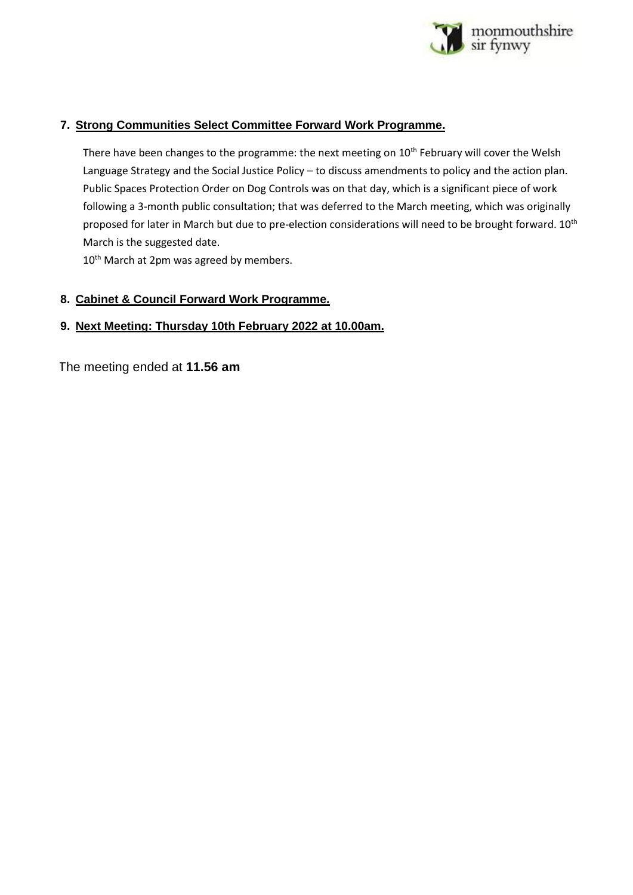**7. Strong Communities Select Committee Forward Work Programme.**

There have been changes to the programme: the next meeting on 10th February will cover the Welsh Language Strategy and the Social Justice Policy – to discuss amendments to policy and the action plan. Public Spaces Protection Order on Dog Controls was on that day, which is a significant piece of work following a 3-month public consultation; that was deferred to the March meeting, which was originally proposed for later in March but due to pre-election considerations will need to be brought forward. 10th March is the suggested date.

10th March at 2pm was agreed by members.

**8. Cabinet & Council Forward Work Programme.**

**9. Next Meeting: Thursday 10th February 2022 at 10.00am.**

The meeting ended at **11.56 am**